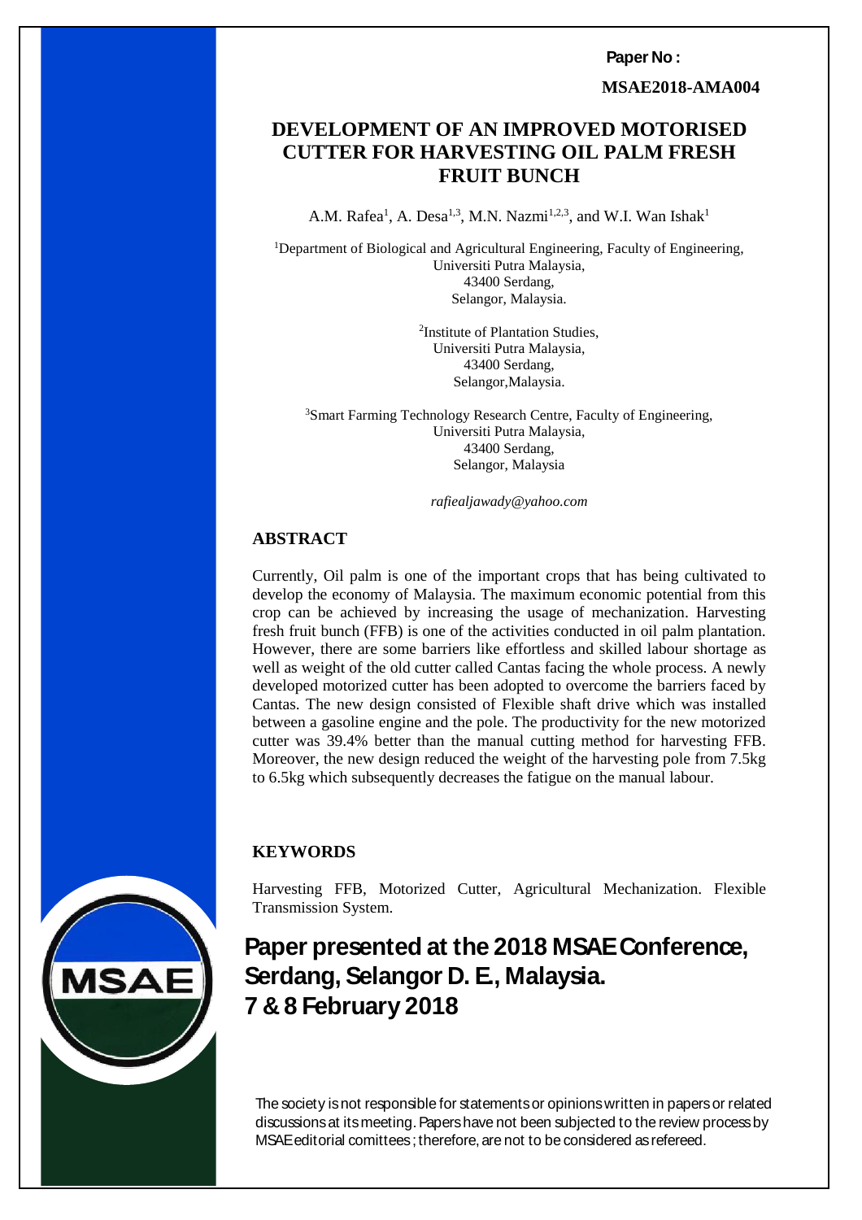**Paper No :**

**MSAE2018-AMA004**

# DEVELOPMENT OF AN IMPROVED MOTORISED CUTTER FOR HARVESTING OIL PALM FRESH FRUIT BUNCH

A.M. Rafea[1], A. Desa[1,3], M.N. Nazmi[1,2,3], and W.I. Wan Ishak[1]

[1]Department of Biological and Agricultural Engineering, Faculty of Engineering,
Universiti Putra Malaysia,
43400 Serdang,
Selangor, Malaysia.

[2]Institute of Plantation Studies,
Universiti Putra Malaysia,
43400 Serdang,
Selangor,Malaysia.

[3]Smart Farming Technology Research Centre, Faculty of Engineering,
Universiti Putra Malaysia,
43400 Serdang,
Selangor, Malaysia

*rafiealjawady@yahoo.com*

## ABSTRACT

Currently, Oil palm is one of the important crops that has being cultivated to develop the economy of Malaysia. The maximum economic potential from this crop can be achieved by increasing the usage of mechanization. Harvesting fresh fruit bunch (FFB) is one of the activities conducted in oil palm plantation. However, there are some barriers like effortless and skilled labour shortage as well as weight of the old cutter called Cantas facing the whole process. A newly developed motorized cutter has been adopted to overcome the barriers faced by Cantas. The new design consisted of Flexible shaft drive which was installed between a gasoline engine and the pole. The productivity for the new motorized cutter was 39.4% better than the manual cutting method for harvesting FFB. Moreover, the new design reduced the weight of the harvesting pole from 7.5kg to 6.5kg which subsequently decreases the fatigue on the manual labour.

## KEYWORDS

Harvesting FFB, Motorized Cutter, Agricultural Mechanization. Flexible Transmission System.

**Paper presented at the 2018 MSAE Conference, Serdang, Selangor D. E., Malaysia. 7 & 8 February 2018**

The society is not responsible for statements or opinions written in papers or related discussions at its meeting. Papers have not been subjected to the review process by MSAE editorial comittees ; therefore, are not to be considered as refereed.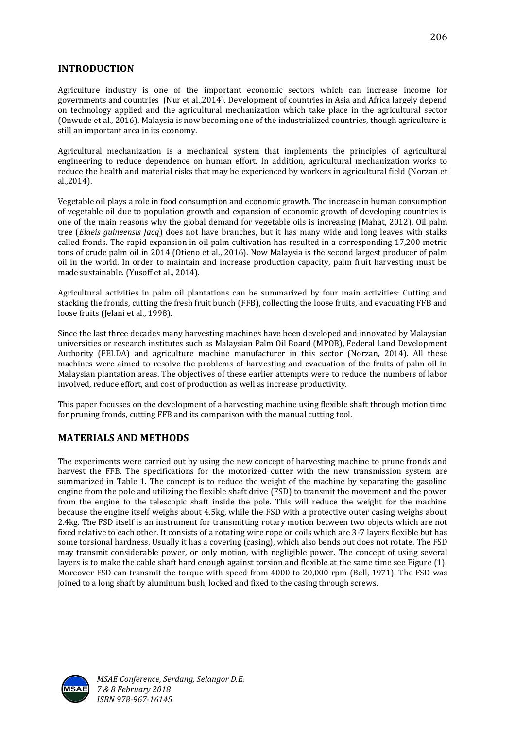## INTRODUCTION

Agriculture industry is one of the important economic sectors which can increase income for governments and countries (Nur et al.,2014). Development of countries in Asia and Africa largely depend on technology applied and the agricultural mechanization which take place in the agricultural sector (Onwude et al., 2016). Malaysia is now becoming one of the industrialized countries, though agriculture is still an important area in its economy.

Agricultural mechanization is a mechanical system that implements the principles of agricultural engineering to reduce dependence on human effort. In addition, agricultural mechanization works to reduce the health and material risks that may be experienced by workers in agricultural field (Norzan et al.,2014).

Vegetable oil plays a role in food consumption and economic growth. The increase in human consumption of vegetable oil due to population growth and expansion of economic growth of developing countries is one of the main reasons why the global demand for vegetable oils is increasing (Mahat, 2012). Oil palm tree (*Elaeis guineensis Jacq*) does not have branches, but it has many wide and long leaves with stalks called fronds. The rapid expansion in oil palm cultivation has resulted in a corresponding 17,200 metric tons of crude palm oil in 2014 (Otieno et al., 2016). Now Malaysia is the second largest producer of palm oil in the world. In order to maintain and increase production capacity, palm fruit harvesting must be made sustainable. (Yusoff et al., 2014).

Agricultural activities in palm oil plantations can be summarized by four main activities: Cutting and stacking the fronds, cutting the fresh fruit bunch (FFB), collecting the loose fruits, and evacuating FFB and loose fruits (Jelani et al., 1998).

Since the last three decades many harvesting machines have been developed and innovated by Malaysian universities or research institutes such as Malaysian Palm Oil Board (MPOB), Federal Land Development Authority (FELDA) and agriculture machine manufacturer in this sector (Norzan, 2014). All these machines were aimed to resolve the problems of harvesting and evacuation of the fruits of palm oil in Malaysian plantation areas. The objectives of these earlier attempts were to reduce the numbers of labor involved, reduce effort, and cost of production as well as increase productivity.

This paper focusses on the development of a harvesting machine using flexible shaft through motion time for pruning fronds, cutting FFB and its comparison with the manual cutting tool.

## MATERIALS AND METHODS

The experiments were carried out by using the new concept of harvesting machine to prune fronds and harvest the FFB. The specifications for the motorized cutter with the new transmission system are summarized in Table 1. The concept is to reduce the weight of the machine by separating the gasoline engine from the pole and utilizing the flexible shaft drive (FSD) to transmit the movement and the power from the engine to the telescopic shaft inside the pole. This will reduce the weight for the machine because the engine itself weighs about 4.5kg, while the FSD with a protective outer casing weighs about 2.4kg. The FSD itself is an instrument for transmitting rotary motion between two objects which are not fixed relative to each other. It consists of a rotating wire rope or coils which are 3-7 layers flexible but has some torsional hardness. Usually it has a covering (casing), which also bends but does not rotate. The FSD may transmit considerable power, or only motion, with negligible power. The concept of using several layers is to make the cable shaft hard enough against torsion and flexible at the same time see Figure (1). Moreover FSD can transmit the torque with speed from 4000 to 20,000 rpm (Bell, 1971). The FSD was joined to a long shaft by aluminum bush, locked and fixed to the casing through screws.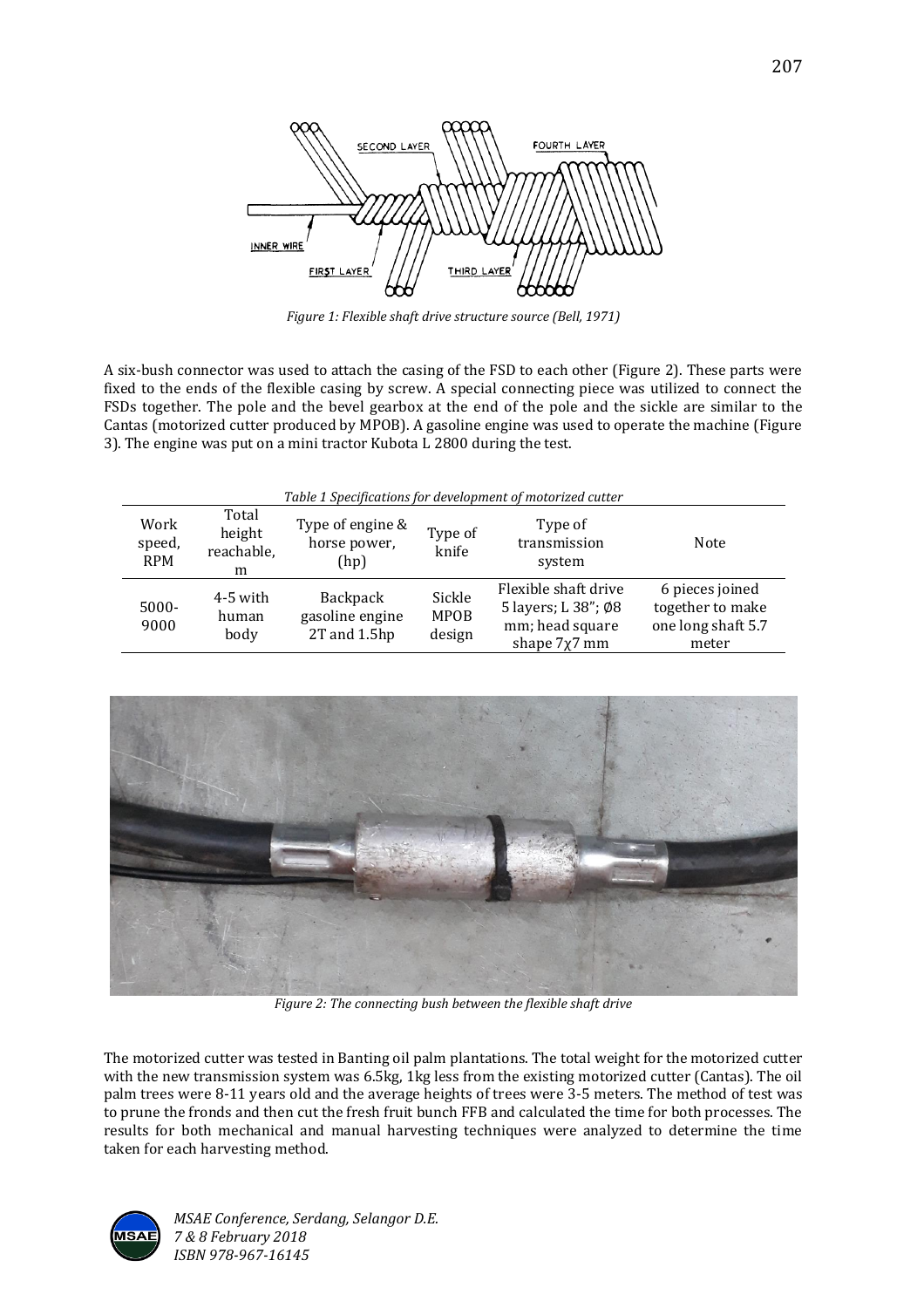*Figure 1: Flexible shaft drive structure source (Bell, 1971)*

A six-bush connector was used to attach the casing of the FSD to each other (Figure 2). These parts were fixed to the ends of the flexible casing by screw. A special connecting piece was utilized to connect the FSDs together. The pole and the bevel gearbox at the end of the pole and the sickle are similar to the Cantas (motorized cutter produced by MPOB). A gasoline engine was used to operate the machine (Figure 3). The engine was put on a mini tractor Kubota L 2800 during the test.

*Table 1 Specifications for development of motorized cutter*

| Work speed, RPM | Total height reachable, m | Type of engine & horse power, (hp) | Type of knife | Type of transmission system | Note |
|---|---|---|---|---|---|
| 5000-9000 | 4-5 with human body | Backpack gasoline engine 2T and 1.5hp | Sickle MPOB design | Flexible shaft drive 5 layers; L 38"; Ø8 mm; head square shape 7χ7 mm | 6 pieces joined together to make one long shaft 5.7 meter |

*Figure 2: The connecting bush between the flexible shaft drive*

The motorized cutter was tested in Banting oil palm plantations. The total weight for the motorized cutter with the new transmission system was 6.5kg, 1kg less from the existing motorized cutter (Cantas). The oil palm trees were 8-11 years old and the average heights of trees were 3-5 meters. The method of test was to prune the fronds and then cut the fresh fruit bunch FFB and calculated the time for both processes. The results for both mechanical and manual harvesting techniques were analyzed to determine the time taken for each harvesting method.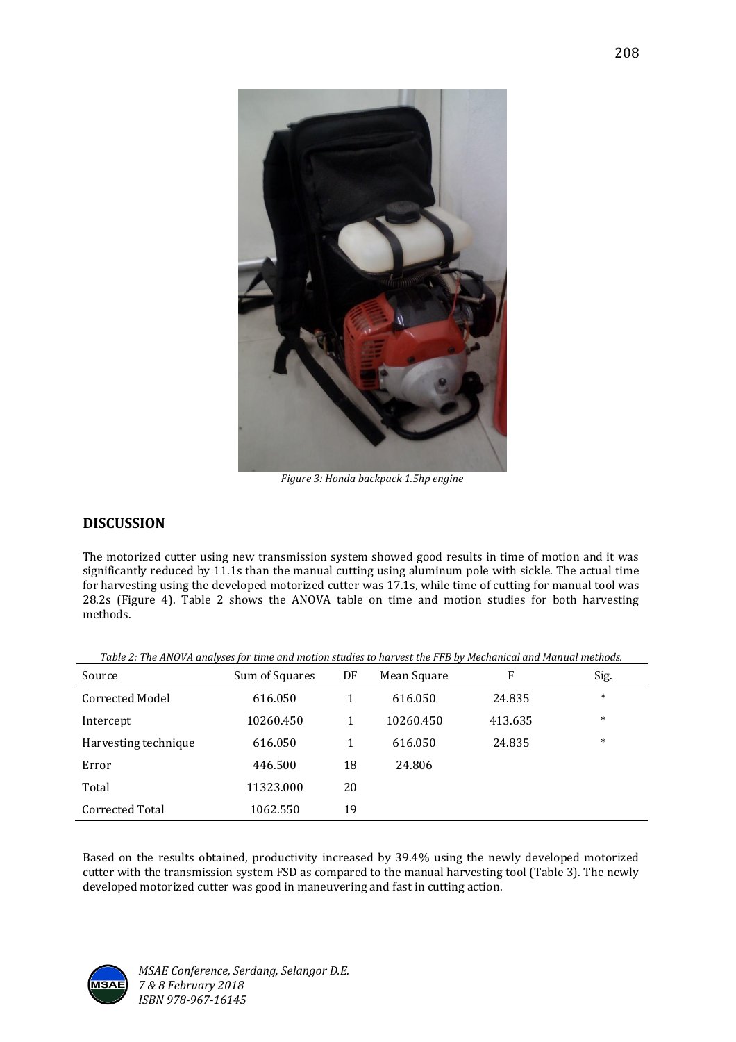*Figure 3: Honda backpack 1.5hp engine*

## DISCUSSION

The motorized cutter using new transmission system showed good results in time of motion and it was significantly reduced by 11.1s than the manual cutting using aluminum pole with sickle. The actual time for harvesting using the developed motorized cutter was 17.1s, while time of cutting for manual tool was 28.2s (Figure 4). Table 2 shows the ANOVA table on time and motion studies for both harvesting methods.

*Table 2: The ANOVA analyses for time and motion studies to harvest the FFB by Mechanical and Manual methods.*

| Source | Sum of Squares | DF | Mean Square | F | Sig. |
|---|---|---|---|---|---|
| Corrected Model | 616.050 | 1 | 616.050 | 24.835 | * |
| Intercept | 10260.450 | 1 | 10260.450 | 413.635 | * |
| Harvesting technique | 616.050 | 1 | 616.050 | 24.835 | * |
| Error | 446.500 | 18 | 24.806 | | |
| Total | 11323.000 | 20 | | | |
| Corrected Total | 1062.550 | 19 | | | |

Based on the results obtained, productivity increased by 39.4% using the newly developed motorized cutter with the transmission system FSD as compared to the manual harvesting tool (Table 3). The newly developed motorized cutter was good in maneuvering and fast in cutting action.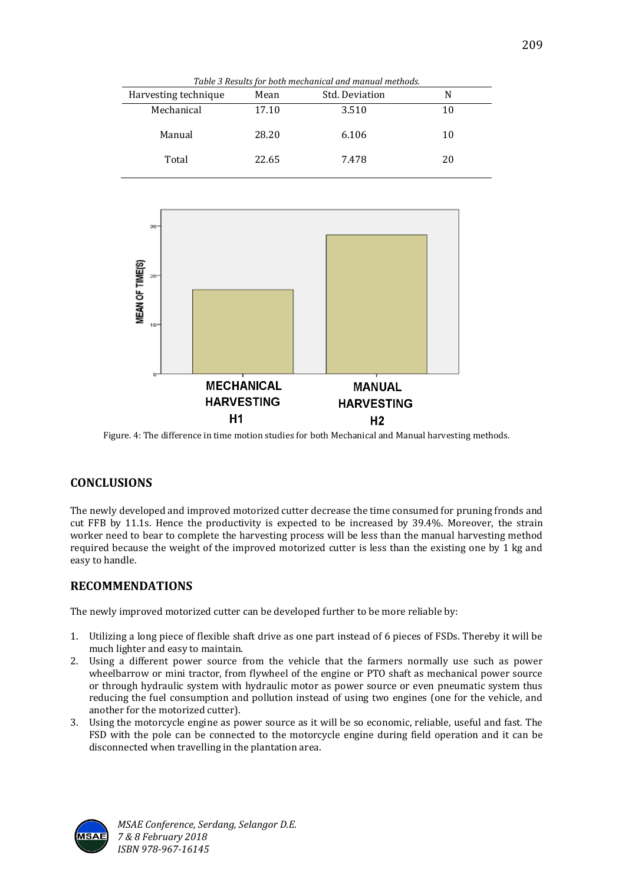*Table 3 Results for both mechanical and manual methods.*

| Harvesting technique | Mean | Std. Deviation | N |
|---|---|---|---|
| Mechanical | 17.10 | 3.510 | 10 |
| Manual | 28.20 | 6.106 | 10 |
| Total | 22.65 | 7.478 | 20 |

Figure. 4: The difference in time motion studies for both Mechanical and Manual harvesting methods.

## CONCLUSIONS

The newly developed and improved motorized cutter decrease the time consumed for pruning fronds and cut FFB by 11.1s. Hence the productivity is expected to be increased by 39.4%. Moreover, the strain worker need to bear to complete the harvesting process will be less than the manual harvesting method required because the weight of the improved motorized cutter is less than the existing one by 1 kg and easy to handle.

## RECOMMENDATIONS

The newly improved motorized cutter can be developed further to be more reliable by:

1. Utilizing a long piece of flexible shaft drive as one part instead of 6 pieces of FSDs. Thereby it will be much lighter and easy to maintain.
2. Using a different power source from the vehicle that the farmers normally use such as power wheelbarrow or mini tractor, from flywheel of the engine or PTO shaft as mechanical power source or through hydraulic system with hydraulic motor as power source or even pneumatic system thus reducing the fuel consumption and pollution instead of using two engines (one for the vehicle, and another for the motorized cutter).
3. Using the motorcycle engine as power source as it will be so economic, reliable, useful and fast. The FSD with the pole can be connected to the motorcycle engine during field operation and it can be disconnected when travelling in the plantation area.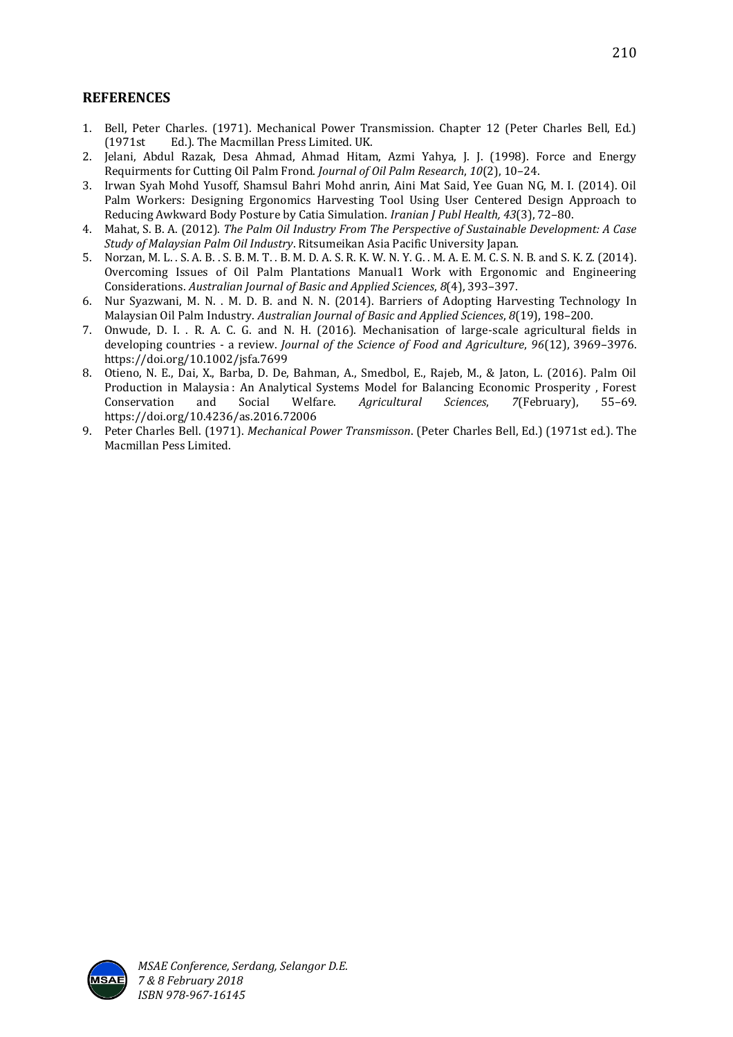## REFERENCES

1. Bell, Peter Charles. (1971). Mechanical Power Transmission. Chapter 12 (Peter Charles Bell, Ed.) (1971st Ed.). The Macmillan Press Limited. UK.
2. Jelani, Abdul Razak, Desa Ahmad, Ahmad Hitam, Azmi Yahya, J. J. (1998). Force and Energy Requirments for Cutting Oil Palm Frond. *Journal of Oil Palm Research*, *10*(2), 10–24.
3. Irwan Syah Mohd Yusoff, Shamsul Bahri Mohd anrin, Aini Mat Said, Yee Guan NG, M. I. (2014). Oil Palm Workers: Designing Ergonomics Harvesting Tool Using User Centered Design Approach to Reducing Awkward Body Posture by Catia Simulation. *Iranian J Publ Health, 43*(3), 72–80.
4. Mahat, S. B. A. (2012). *The Palm Oil Industry From The Perspective of Sustainable Development: A Case Study of Malaysian Palm Oil Industry*. Ritsumeikan Asia Pacific University Japan.
5. Norzan, M. L. . S. A. B. . S. B. M. T. . B. M. D. A. S. R. K. W. N. Y. G. . M. A. E. M. C. S. N. B. and S. K. Z. (2014). Overcoming Issues of Oil Palm Plantations Manual1 Work with Ergonomic and Engineering Considerations. *Australian Journal of Basic and Applied Sciences*, *8*(4), 393–397.
6. Nur Syazwani, M. N. . M. D. B. and N. N. (2014). Barriers of Adopting Harvesting Technology In Malaysian Oil Palm Industry. *Australian Journal of Basic and Applied Sciences*, *8*(19), 198–200.
7. Onwude, D. I. . R. A. C. G. and N. H. (2016). Mechanisation of large-scale agricultural fields in developing countries - a review. *Journal of the Science of Food and Agriculture*, *96*(12), 3969–3976. https://doi.org/10.1002/jsfa.7699
8. Otieno, N. E., Dai, X., Barba, D. De, Bahman, A., Smedbol, E., Rajeb, M., & Jaton, L. (2016). Palm Oil Production in Malaysia : An Analytical Systems Model for Balancing Economic Prosperity , Forest Conservation and Social Welfare. *Agricultural Sciences*, *7*(February), 55–69. https://doi.org/10.4236/as.2016.72006
9. Peter Charles Bell. (1971). *Mechanical Power Transmisson*. (Peter Charles Bell, Ed.) (1971st ed.). The Macmillan Pess Limited.